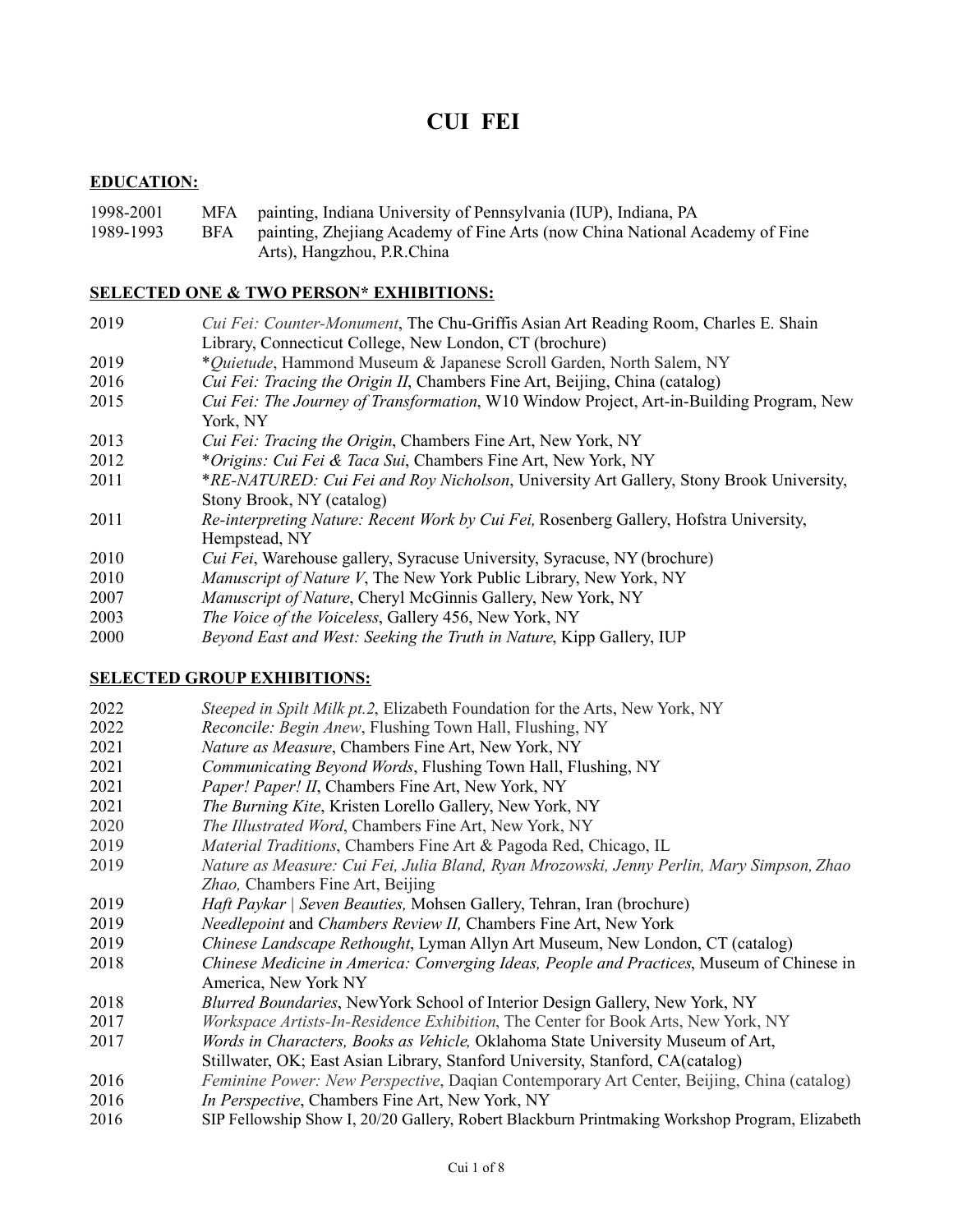# CUI FEI

## EDUCATION:

1998-2001 MFA painting, Indiana University of Pennsylvania (IUP), Indiana, PA
1989-1993 BFA painting, Zhejiang Academy of Fine Arts (now China National Academy of Fine Arts), Hangzhou, P.R.China

## SELECTED ONE & TWO PERSON* EXHIBITIONS:

2019 *Cui Fei: Counter-Monument*, The Chu-Griffis Asian Art Reading Room, Charles E. Shain Library, Connecticut College, New London, CT (brochure)
2019 **Quietude*, Hammond Museum & Japanese Scroll Garden, North Salem, NY
2016 *Cui Fei: Tracing the Origin II*, Chambers Fine Art, Beijing, China (catalog)
2015 *Cui Fei: The Journey of Transformation*, W10 Window Project, Art-in-Building Program, New York, NY
2013 *Cui Fei: Tracing the Origin*, Chambers Fine Art, New York, NY
2012 **Origins: Cui Fei & Taca Sui*, Chambers Fine Art, New York, NY
2011 **RE-NATURED: Cui Fei and Roy Nicholson*, University Art Gallery, Stony Brook University, Stony Brook, NY (catalog)
2011 *Re-interpreting Nature: Recent Work by Cui Fei,* Rosenberg Gallery, Hofstra University, Hempstead, NY
2010 *Cui Fei*, Warehouse gallery, Syracuse University, Syracuse, NY (brochure)
2010 *Manuscript of Nature V*, The New York Public Library, New York, NY
2007 *Manuscript of Nature*, Cheryl McGinnis Gallery, New York, NY
2003 *The Voice of the Voiceless*, Gallery 456, New York, NY
2000 *Beyond East and West: Seeking the Truth in Nature*, Kipp Gallery, IUP

## SELECTED GROUP EXHIBITIONS:

2022 *Steeped in Spilt Milk pt.2*, Elizabeth Foundation for the Arts, New York, NY
2022 *Reconcile: Begin Anew*, Flushing Town Hall, Flushing, NY
2021 *Nature as Measure*, Chambers Fine Art, New York, NY
2021 *Communicating Beyond Words*, Flushing Town Hall, Flushing, NY
2021 *Paper! Paper! II*, Chambers Fine Art, New York, NY
2021 *The Burning Kite*, Kristen Lorello Gallery, New York, NY
2020 *The Illustrated Word*, Chambers Fine Art, New York, NY
2019 *Material Traditions*, Chambers Fine Art & Pagoda Red, Chicago, IL
2019 *Nature as Measure: Cui Fei, Julia Bland, Ryan Mrozowski, Jenny Perlin, Mary Simpson, Zhao Zhao,* Chambers Fine Art, Beijing
2019 *Haft Paykar | Seven Beauties,* Mohsen Gallery, Tehran, Iran (brochure)
2019 *Needlepoint* and *Chambers Review II,* Chambers Fine Art, New York
2019 *Chinese Landscape Rethought*, Lyman Allyn Art Museum, New London, CT (catalog)
2018 *Chinese Medicine in America: Converging Ideas, People and Practices*, Museum of Chinese in America, New York NY
2018 *Blurred Boundaries*, NewYork School of Interior Design Gallery, New York, NY
2017 *Workspace Artists-In-Residence Exhibition*, The Center for Book Arts, New York, NY
2017 *Words in Characters, Books as Vehicle,* Oklahoma State University Museum of Art, Stillwater, OK; East Asian Library, Stanford University, Stanford, CA(catalog)
2016 *Feminine Power: New Perspective*, Daqian Contemporary Art Center, Beijing, China (catalog)
2016 *In Perspective*, Chambers Fine Art, New York, NY
2016 SIP Fellowship Show I, 20/20 Gallery, Robert Blackburn Printmaking Workshop Program, Elizabeth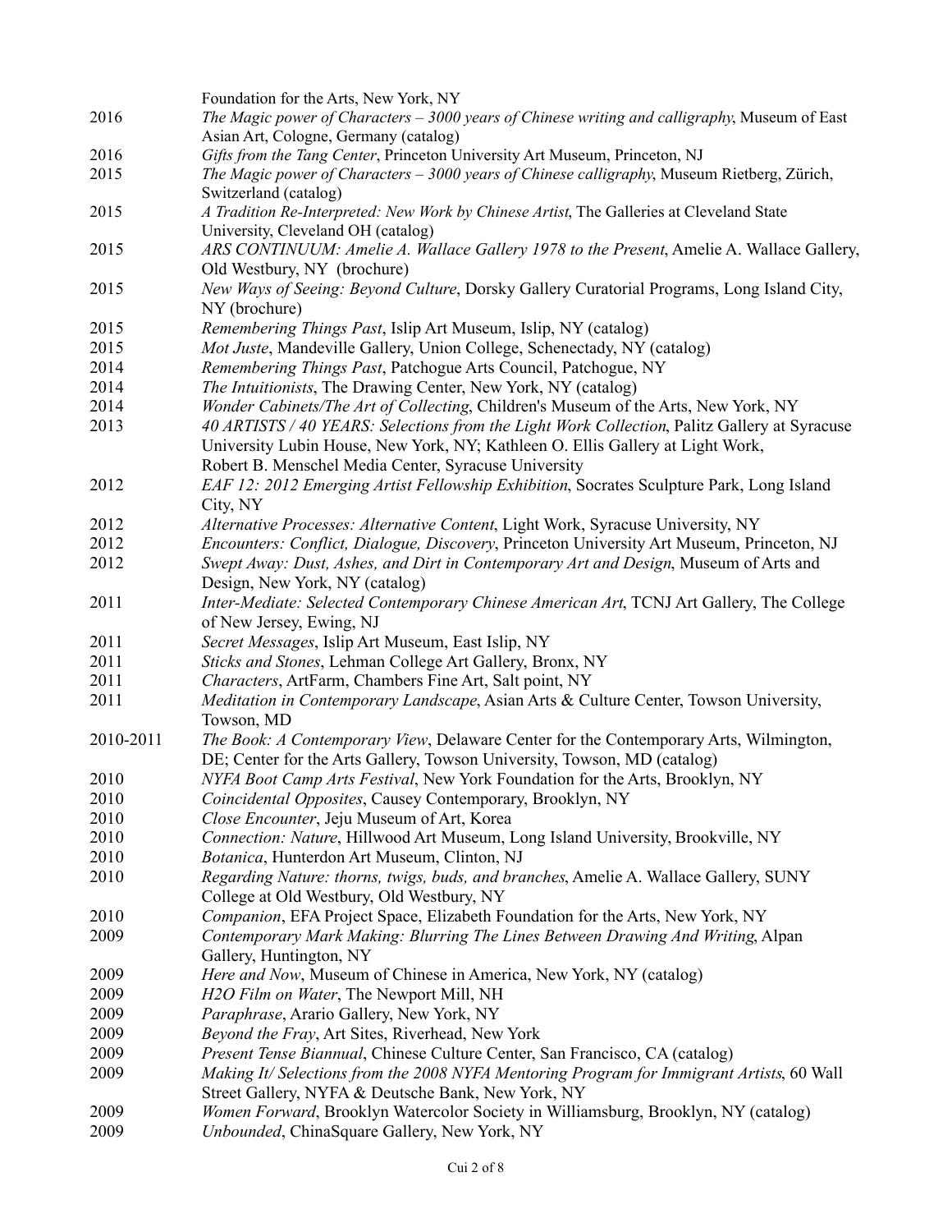Foundation for the Arts, New York, NY

2016 *The Magic power of Characters – 3000 years of Chinese writing and calligraphy*, Museum of East Asian Art, Cologne, Germany (catalog)

2016 *Gifts from the Tang Center*, Princeton University Art Museum, Princeton, NJ

2015 *The Magic power of Characters – 3000 years of Chinese calligraphy*, Museum Rietberg, Zürich, Switzerland (catalog)

2015 *A Tradition Re-Interpreted: New Work by Chinese Artist*, The Galleries at Cleveland State University, Cleveland OH (catalog)

2015 *ARS CONTINUUM: Amelie A. Wallace Gallery 1978 to the Present*, Amelie A. Wallace Gallery, Old Westbury, NY (brochure)

2015 *New Ways of Seeing: Beyond Culture*, Dorsky Gallery Curatorial Programs, Long Island City, NY (brochure)

2015 *Remembering Things Past*, Islip Art Museum, Islip, NY (catalog)

2015 *Mot Juste*, Mandeville Gallery, Union College, Schenectady, NY (catalog)

2014 *Remembering Things Past*, Patchogue Arts Council, Patchogue, NY

2014 *The Intuitionists*, The Drawing Center, New York, NY (catalog)

2014 *Wonder Cabinets/The Art of Collecting*, Children's Museum of the Arts, New York, NY

2013 *40 ARTISTS / 40 YEARS: Selections from the Light Work Collection*, Palitz Gallery at Syracuse University Lubin House, New York, NY; Kathleen O. Ellis Gallery at Light Work, Robert B. Menschel Media Center, Syracuse University

2012 *EAF 12: 2012 Emerging Artist Fellowship Exhibition*, Socrates Sculpture Park, Long Island City, NY

2012 *Alternative Processes: Alternative Content*, Light Work, Syracuse University, NY

2012 *Encounters: Conflict, Dialogue, Discovery*, Princeton University Art Museum, Princeton, NJ

2012 *Swept Away: Dust, Ashes, and Dirt in Contemporary Art and Design*, Museum of Arts and Design, New York, NY (catalog)

2011 *Inter-Mediate: Selected Contemporary Chinese American Art*, TCNJ Art Gallery, The College of New Jersey, Ewing, NJ

2011 *Secret Messages*, Islip Art Museum, East Islip, NY

2011 *Sticks and Stones*, Lehman College Art Gallery, Bronx, NY

2011 *Characters*, ArtFarm, Chambers Fine Art, Salt point, NY

2011 *Meditation in Contemporary Landscape*, Asian Arts & Culture Center, Towson University, Towson, MD

2010-2011 *The Book: A Contemporary View*, Delaware Center for the Contemporary Arts, Wilmington, DE; Center for the Arts Gallery, Towson University, Towson, MD (catalog)

2010 *NYFA Boot Camp Arts Festival*, New York Foundation for the Arts, Brooklyn, NY

2010 *Coincidental Opposites*, Causey Contemporary, Brooklyn, NY

2010 *Close Encounter*, Jeju Museum of Art, Korea

2010 *Connection: Nature*, Hillwood Art Museum, Long Island University, Brookville, NY

2010 *Botanica*, Hunterdon Art Museum, Clinton, NJ

2010 *Regarding Nature: thorns, twigs, buds, and branches*, Amelie A. Wallace Gallery, SUNY College at Old Westbury, Old Westbury, NY

2010 *Companion*, EFA Project Space, Elizabeth Foundation for the Arts, New York, NY

2009 *Contemporary Mark Making: Blurring The Lines Between Drawing And Writing*, Alpan Gallery, Huntington, NY

2009 *Here and Now*, Museum of Chinese in America, New York, NY (catalog)

2009 *H2O Film on Water*, The Newport Mill, NH

2009 *Paraphrase*, Arario Gallery, New York, NY

2009 *Beyond the Fray*, Art Sites, Riverhead, New York

2009 *Present Tense Biannual*, Chinese Culture Center, San Francisco, CA (catalog)

2009 *Making It/ Selections from the 2008 NYFA Mentoring Program for Immigrant Artists*, 60 Wall Street Gallery, NYFA & Deutsche Bank, New York, NY

2009 *Women Forward*, Brooklyn Watercolor Society in Williamsburg, Brooklyn, NY (catalog)

2009 *Unbounded*, ChinaSquare Gallery, New York, NY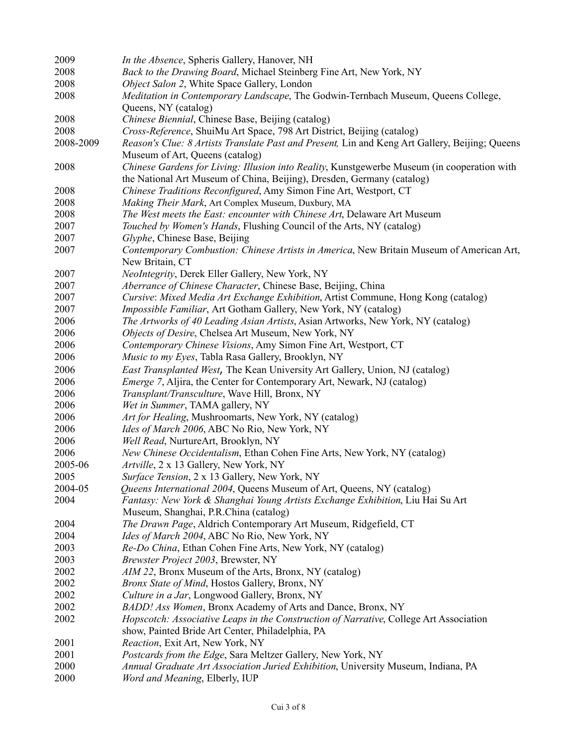2009 *In the Absence*, Spheris Gallery, Hanover, NH
2008 *Back to the Drawing Board*, Michael Steinberg Fine Art, New York, NY
2008 *Object Salon 2*, White Space Gallery, London
2008 *Meditation in Contemporary Landscape*, The Godwin-Ternbach Museum, Queens College, Queens, NY (catalog)
2008 *Chinese Biennial*, Chinese Base, Beijing (catalog)
2008 *Cross-Reference*, ShuiMu Art Space, 798 Art District, Beijing (catalog)
2008-2009 *Reason's Clue: 8 Artists Translate Past and Present,* Lin and Keng Art Gallery, Beijing; Queens Museum of Art, Queens (catalog)
2008 *Chinese Gardens for Living: Illusion into Reality*, Kunstgewerbe Museum (in cooperation with the National Art Museum of China, Beijing), Dresden, Germany (catalog)
2008 *Chinese Traditions Reconfigured*, Amy Simon Fine Art, Westport, CT
2008 *Making Their Mark*, Art Complex Museum, Duxbury, MA
2008 *The West meets the East: encounter with Chinese Art*, Delaware Art Museum
2007 *Touched by Women's Hands*, Flushing Council of the Arts, NY (catalog)
2007 *Glyphe*, Chinese Base, Beijing
2007 *Contemporary Combustion: Chinese Artists in America*, New Britain Museum of American Art, New Britain, CT
2007 *NeoIntegrity*, Derek Eller Gallery, New York, NY
2007 *Aberrance of Chinese Character*, Chinese Base, Beijing, China
2007 *Cursive*: *Mixed Media Art Exchange Exhibition*, Artist Commune, Hong Kong (catalog)
2007 *Impossible Familiar*, Art Gotham Gallery, New York, NY (catalog)
2006 *The Artworks of 40 Leading Asian Artists*, Asian Artworks, New York, NY (catalog)
2006 *Objects of Desire*, Chelsea Art Museum, New York, NY
2006 *Contemporary Chinese Visions*, Amy Simon Fine Art, Westport, CT
2006 *Music to my Eyes*, Tabla Rasa Gallery, Brooklyn, NY
2006 *East Transplanted West*, The Kean University Art Gallery, Union, NJ (catalog)
2006 *Emerge 7*, Aljira, the Center for Contemporary Art, Newark, NJ (catalog)
2006 *Transplant/Transculture*, Wave Hill, Bronx, NY
2006 *Wet in Summer*, TAMA gallery, NY
2006 *Art for Healing*, Mushroomarts, New York, NY (catalog)
2006 *Ides of March 2006*, ABC No Rio, New York, NY
2006 *Well Read*, NurtureArt, Brooklyn, NY
2006 *New Chinese Occidentalism*, Ethan Cohen Fine Arts, New York, NY (catalog)
2005-06 *Artville*, 2 x 13 Gallery, New York, NY
2005 *Surface Tension*, 2 x 13 Gallery, New York, NY
2004-05 *Queens International 2004*, Queens Museum of Art, Queens, NY (catalog)
2004 *Fantasy: New York & Shanghai Young Artists Exchange Exhibition*, Liu Hai Su Art Museum, Shanghai, P.R.China (catalog)
2004 *The Drawn Page*, Aldrich Contemporary Art Museum, Ridgefield, CT
2004 *Ides of March 2004*, ABC No Rio, New York, NY
2003 *Re-Do China*, Ethan Cohen Fine Arts, New York, NY (catalog)
2003 *Brewster Project 2003*, Brewster, NY
2002 *AIM 22*, Bronx Museum of the Arts, Bronx, NY (catalog)
2002 *Bronx State of Mind*, Hostos Gallery, Bronx, NY
2002 *Culture in a Jar*, Longwood Gallery, Bronx, NY
2002 *BADD! Ass Women*, Bronx Academy of Arts and Dance, Bronx, NY
2002 *Hopscotch: Associative Leaps in the Construction of Narrative*, College Art Association show, Painted Bride Art Center, Philadelphia, PA
2001 *Reaction*, Exit Art, New York, NY
2001 *Postcards from the Edge*, Sara Meltzer Gallery, New York, NY
2000 *Annual Graduate Art Association Juried Exhibition*, University Museum, Indiana, PA
2000 *Word and Meaning*, Elberly, IUP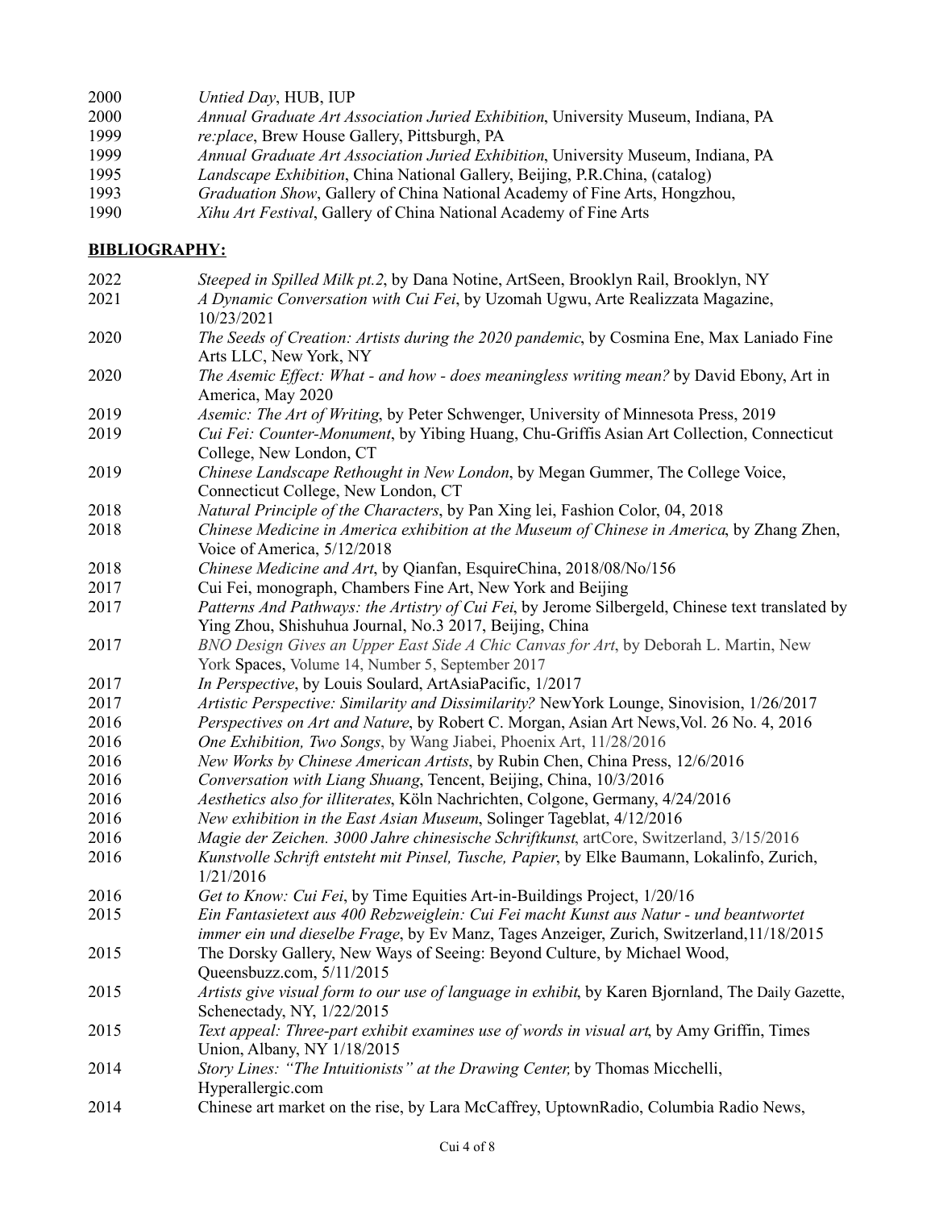2000 *Untied Day*, HUB, IUP
2000 *Annual Graduate Art Association Juried Exhibition*, University Museum, Indiana, PA
1999 *re:place*, Brew House Gallery, Pittsburgh, PA
1999 *Annual Graduate Art Association Juried Exhibition*, University Museum, Indiana, PA
1995 *Landscape Exhibition*, China National Gallery, Beijing, P.R.China, (catalog)
1993 *Graduation Show*, Gallery of China National Academy of Fine Arts, Hongzhou,
1990 *Xihu Art Festival*, Gallery of China National Academy of Fine Arts

## BIBLIOGRAPHY:

2022 *Steeped in Spilled Milk pt.2*, by Dana Notine, ArtSeen, Brooklyn Rail, Brooklyn, NY
2021 *A Dynamic Conversation with Cui Fei*, by Uzomah Ugwu, Arte Realizzata Magazine, 10/23/2021
2020 *The Seeds of Creation: Artists during the 2020 pandemic*, by Cosmina Ene, Max Laniado Fine Arts LLC, New York, NY
2020 *The Asemic Effect: What - and how - does meaningless writing mean?* by David Ebony, Art in America, May 2020
2019 *Asemic: The Art of Writing*, by Peter Schwenger, University of Minnesota Press, 2019
2019 *Cui Fei: Counter-Monument*, by Yibing Huang, Chu-Griffis Asian Art Collection, Connecticut College, New London, CT
2019 *Chinese Landscape Rethought in New London*, by Megan Gummer, The College Voice, Connecticut College, New London, CT
2018 *Natural Principle of the Characters*, by Pan Xing lei, Fashion Color, 04, 2018
2018 *Chinese Medicine in America exhibition at the Museum of Chinese in America*, by Zhang Zhen, Voice of America, 5/12/2018
2018 *Chinese Medicine and Art*, by Qianfan, EsquireChina, 2018/08/No/156
2017 Cui Fei, monograph, Chambers Fine Art, New York and Beijing
2017 *Patterns And Pathways: the Artistry of Cui Fei*, by Jerome Silbergeld, Chinese text translated by Ying Zhou, Shishuhua Journal, No.3 2017, Beijing, China
2017 *BNO Design Gives an Upper East Side A Chic Canvas for Art*, by Deborah L. Martin, New York Spaces, Volume 14, Number 5, September 2017
2017 *In Perspective*, by Louis Soulard, ArtAsiaPacific, 1/2017
2017 *Artistic Perspective: Similarity and Dissimilarity?* NewYork Lounge, Sinovision, 1/26/2017
2016 *Perspectives on Art and Nature*, by Robert C. Morgan, Asian Art News,Vol. 26 No. 4, 2016
2016 *One Exhibition, Two Songs*, by Wang Jiabei, Phoenix Art, 11/28/2016
2016 *New Works by Chinese American Artists*, by Rubin Chen, China Press, 12/6/2016
2016 *Conversation with Liang Shuang*, Tencent, Beijing, China, 10/3/2016
2016 *Aesthetics also for illiterates*, Köln Nachrichten, Colgone, Germany, 4/24/2016
2016 *New exhibition in the East Asian Museum*, Solinger Tageblat, 4/12/2016
2016 *Magie der Zeichen. 3000 Jahre chinesische Schriftkunst*, artCore, Switzerland, 3/15/2016
2016 *Kunstvolle Schrift entsteht mit Pinsel, Tusche, Papier*, by Elke Baumann, Lokalinfo, Zurich, 1/21/2016
2016 *Get to Know: Cui Fei*, by Time Equities Art-in-Buildings Project, 1/20/16
2015 *Ein Fantasietext aus 400 Rebzweiglein: Cui Fei macht Kunst aus Natur - und beantwortet immer ein und dieselbe Frage*, by Ev Manz, Tages Anzeiger, Zurich, Switzerland,11/18/2015
2015 The Dorsky Gallery, New Ways of Seeing: Beyond Culture, by Michael Wood, Queensbuzz.com, 5/11/2015
2015 *Artists give visual form to our use of language in exhibit*, by Karen Bjornland, The Daily Gazette, Schenectady, NY, 1/22/2015
2015 *Text appeal: Three-part exhibit examines use of words in visual art*, by Amy Griffin, Times Union, Albany, NY 1/18/2015
2014 *Story Lines: "The Intuitionists" at the Drawing Center,* by Thomas Micchelli, Hyperallergic.com
2014 Chinese art market on the rise, by Lara McCaffrey, UptownRadio, Columbia Radio News,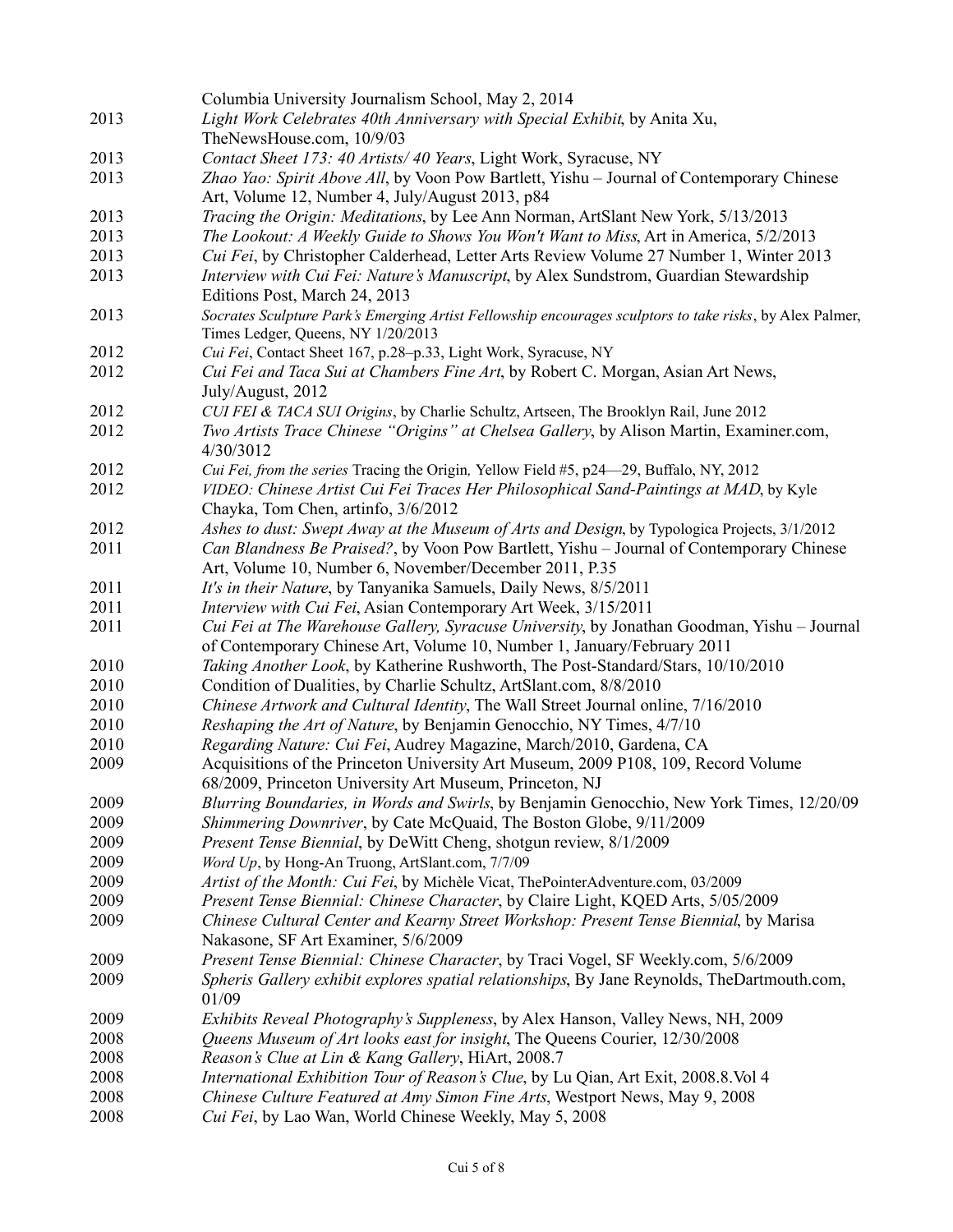Columbia University Journalism School, May 2, 2014

2013 *Light Work Celebrates 40th Anniversary with Special Exhibit*, by Anita Xu, TheNewsHouse.com, 10/9/03

2013 *Contact Sheet 173: 40 Artists/ 40 Years*, Light Work, Syracuse, NY

2013 *Zhao Yao: Spirit Above All*, by Voon Pow Bartlett, Yishu – Journal of Contemporary Chinese Art, Volume 12, Number 4, July/August 2013, p84

2013 *Tracing the Origin: Meditations*, by Lee Ann Norman, ArtSlant New York, 5/13/2013

2013 *The Lookout: A Weekly Guide to Shows You Won't Want to Miss*, Art in America, 5/2/2013

2013 *Cui Fei*, by Christopher Calderhead, Letter Arts Review Volume 27 Number 1, Winter 2013

2013 *Interview with Cui Fei: Nature's Manuscript*, by Alex Sundstrom, Guardian Stewardship Editions Post, March 24, 2013

2013 *Socrates Sculpture Park's Emerging Artist Fellowship encourages sculptors to take risks*, by Alex Palmer, Times Ledger, Queens, NY 1/20/2013

2012 *Cui Fei*, Contact Sheet 167, p.28–p.33, Light Work, Syracuse, NY

2012 *Cui Fei and Taca Sui at Chambers Fine Art*, by Robert C. Morgan, Asian Art News, July/August, 2012

2012 *CUI FEI & TACA SUI Origins*, by Charlie Schultz, Artseen, The Brooklyn Rail, June 2012

2012 *Two Artists Trace Chinese "Origins" at Chelsea Gallery*, by Alison Martin, Examiner.com, 4/30/3012

2012 *Cui Fei, from the series* Tracing the Origin*, Yellow Field #5, p24—29, Buffalo, NY, 2012

2012 *VIDEO: Chinese Artist Cui Fei Traces Her Philosophical Sand-Paintings at MAD*, by Kyle Chayka, Tom Chen, artinfo, 3/6/2012

2012 *Ashes to dust: Swept Away at the Museum of Arts and Design*, by Typologica Projects, 3/1/2012

2011 *Can Blandness Be Praised?*, by Voon Pow Bartlett, Yishu – Journal of Contemporary Chinese Art, Volume 10, Number 6, November/December 2011, P.35

2011 *It's in their Nature*, by Tanyanika Samuels, Daily News, 8/5/2011

2011 *Interview with Cui Fei*, Asian Contemporary Art Week, 3/15/2011

2011 *Cui Fei at The Warehouse Gallery, Syracuse University*, by Jonathan Goodman, Yishu – Journal of Contemporary Chinese Art, Volume 10, Number 1, January/February 2011

2010 *Taking Another Look*, by Katherine Rushworth, The Post-Standard/Stars, 10/10/2010

2010 Condition of Dualities, by Charlie Schultz, ArtSlant.com, 8/8/2010

2010 *Chinese Artwork and Cultural Identity*, The Wall Street Journal online, 7/16/2010

2010 *Reshaping the Art of Nature*, by Benjamin Genocchio, NY Times, 4/7/10

2010 *Regarding Nature: Cui Fei*, Audrey Magazine, March/2010, Gardena, CA

2009 Acquisitions of the Princeton University Art Museum, 2009 P108, 109, Record Volume 68/2009, Princeton University Art Museum, Princeton, NJ

2009 *Blurring Boundaries, in Words and Swirls*, by Benjamin Genocchio, New York Times, 12/20/09

2009 *Shimmering Downriver*, by Cate McQuaid, The Boston Globe, 9/11/2009

2009 *Present Tense Biennial*, by DeWitt Cheng, shotgun review, 8/1/2009

2009 *Word Up*, by Hong-An Truong, ArtSlant.com, 7/7/09

2009 *Artist of the Month: Cui Fei*, by Michèle Vicat, ThePointerAdventure.com, 03/2009

2009 *Present Tense Biennial: Chinese Character*, by Claire Light, KQED Arts, 5/05/2009

2009 *Chinese Cultural Center and Kearny Street Workshop: Present Tense Biennial*, by Marisa Nakasone, SF Art Examiner, 5/6/2009

2009 *Present Tense Biennial: Chinese Character*, by Traci Vogel, SF Weekly.com, 5/6/2009

2009 *Spheris Gallery exhibit explores spatial relationships*, By Jane Reynolds, TheDartmouth.com, 01/09

2009 *Exhibits Reveal Photography's Suppleness*, by Alex Hanson, Valley News, NH, 2009

2008 *Queens Museum of Art looks east for insight*, The Queens Courier, 12/30/2008

2008 *Reason's Clue at Lin & Kang Gallery*, HiArt, 2008.7

2008 *International Exhibition Tour of Reason's Clue*, by Lu Qian, Art Exit, 2008.8.Vol 4

2008 *Chinese Culture Featured at Amy Simon Fine Arts*, Westport News, May 9, 2008

2008 *Cui Fei*, by Lao Wan, World Chinese Weekly, May 5, 2008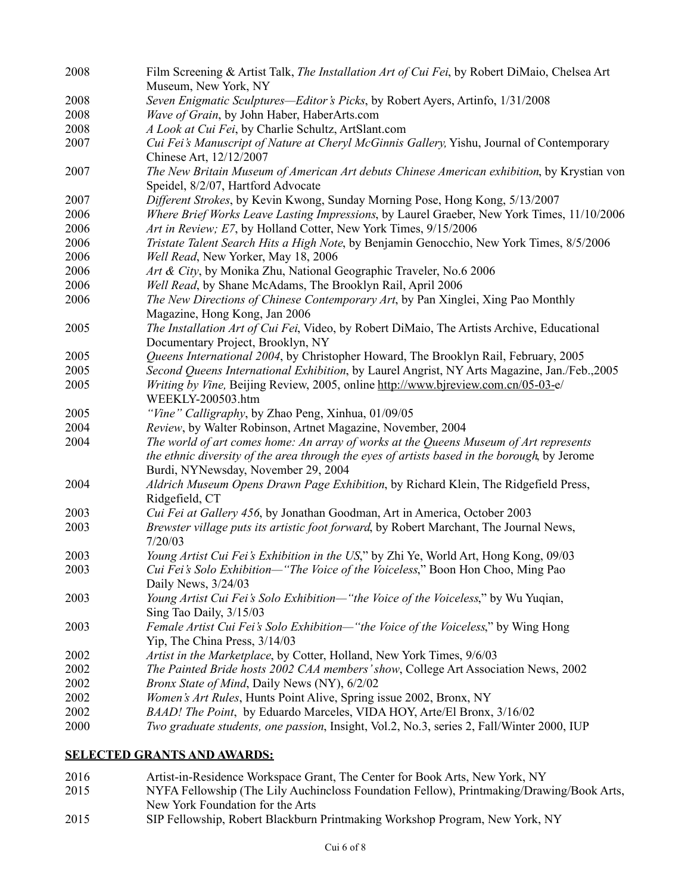2008 Film Screening & Artist Talk, *The Installation Art of Cui Fei*, by Robert DiMaio, Chelsea Art Museum, New York, NY

2008 *Seven Enigmatic Sculptures—Editor's Picks*, by Robert Ayers, Artinfo, 1/31/2008

2008 *Wave of Grain*, by John Haber, HaberArts.com

2008 *A Look at Cui Fei*, by Charlie Schultz, ArtSlant.com

2007 *Cui Fei's Manuscript of Nature at Cheryl McGinnis Gallery,* Yishu, Journal of Contemporary Chinese Art, 12/12/2007

2007 *The New Britain Museum of American Art debuts Chinese American exhibition*, by Krystian von Speidel, 8/2/07, Hartford Advocate

2007 *Different Strokes*, by Kevin Kwong, Sunday Morning Pose, Hong Kong, 5/13/2007

2006 *Where Brief Works Leave Lasting Impressions*, by Laurel Graeber, New York Times, 11/10/2006

2006 *Art in Review; E7*, by Holland Cotter, New York Times, 9/15/2006

2006 *Tristate Talent Search Hits a High Note*, by Benjamin Genocchio, New York Times, 8/5/2006

2006 *Well Read*, New Yorker, May 18, 2006

2006 *Art & City*, by Monika Zhu, National Geographic Traveler, No.6 2006

2006 *Well Read*, by Shane McAdams, The Brooklyn Rail, April 2006

2006 *The New Directions of Chinese Contemporary Art*, by Pan Xinglei, Xing Pao Monthly Magazine, Hong Kong, Jan 2006

2005 *The Installation Art of Cui Fei*, Video, by Robert DiMaio, The Artists Archive, Educational Documentary Project, Brooklyn, NY

2005 *Queens International 2004*, by Christopher Howard, The Brooklyn Rail, February, 2005

2005 *Second Queens International Exhibition*, by Laurel Angrist, NY Arts Magazine, Jan./Feb.,2005

2005 *Writing by Vine,* Beijing Review, 2005, online http://www.bjreview.com.cn/05-03-e/WEEKLY-200503.htm

2005 *"Vine" Calligraphy*, by Zhao Peng, Xinhua, 01/09/05

2004 *Review*, by Walter Robinson, Artnet Magazine, November, 2004

2004 *The world of art comes home: An array of works at the Queens Museum of Art represents the ethnic diversity of the area through the eyes of artists based in the borough*, by Jerome Burdi, NYNewsday, November 29, 2004

2004 *Aldrich Museum Opens Drawn Page Exhibition*, by Richard Klein, The Ridgefield Press, Ridgefield, CT

2003 *Cui Fei at Gallery 456*, by Jonathan Goodman, Art in America, October 2003

2003 *Brewster village puts its artistic foot forward*, by Robert Marchant, The Journal News, 7/20/03

2003 *Young Artist Cui Fei's Exhibition in the US*," by Zhi Ye, World Art, Hong Kong, 09/03

2003 *Cui Fei's Solo Exhibition—"The Voice of the Voiceless*," Boon Hon Choo, Ming Pao Daily News, 3/24/03

2003 *Young Artist Cui Fei's Solo Exhibition—"the Voice of the Voiceless*," by Wu Yuqian, Sing Tao Daily, 3/15/03

2003 *Female Artist Cui Fei's Solo Exhibition—"the Voice of the Voiceless*," by Wing Hong Yip, The China Press, 3/14/03

2002 *Artist in the Marketplace*, by Cotter, Holland, New York Times, 9/6/03

2002 *The Painted Bride hosts 2002 CAA members' show*, College Art Association News, 2002

2002 *Bronx State of Mind*, Daily News (NY), 6/2/02

2002 *Women's Art Rules*, Hunts Point Alive, Spring issue 2002, Bronx, NY

2002 *BAAD! The Point*, by Eduardo Marceles, VIDA HOY, Arte/El Bronx, 3/16/02

2000 *Two graduate students, one passion*, Insight, Vol.2, No.3, series 2, Fall/Winter 2000, IUP

## **SELECTED GRANTS AND AWARDS:**

2016 Artist-in-Residence Workspace Grant, The Center for Book Arts, New York, NY

2015 NYFA Fellowship (The Lily Auchincloss Foundation Fellow), Printmaking/Drawing/Book Arts, New York Foundation for the Arts

2015 SIP Fellowship, Robert Blackburn Printmaking Workshop Program, New York, NY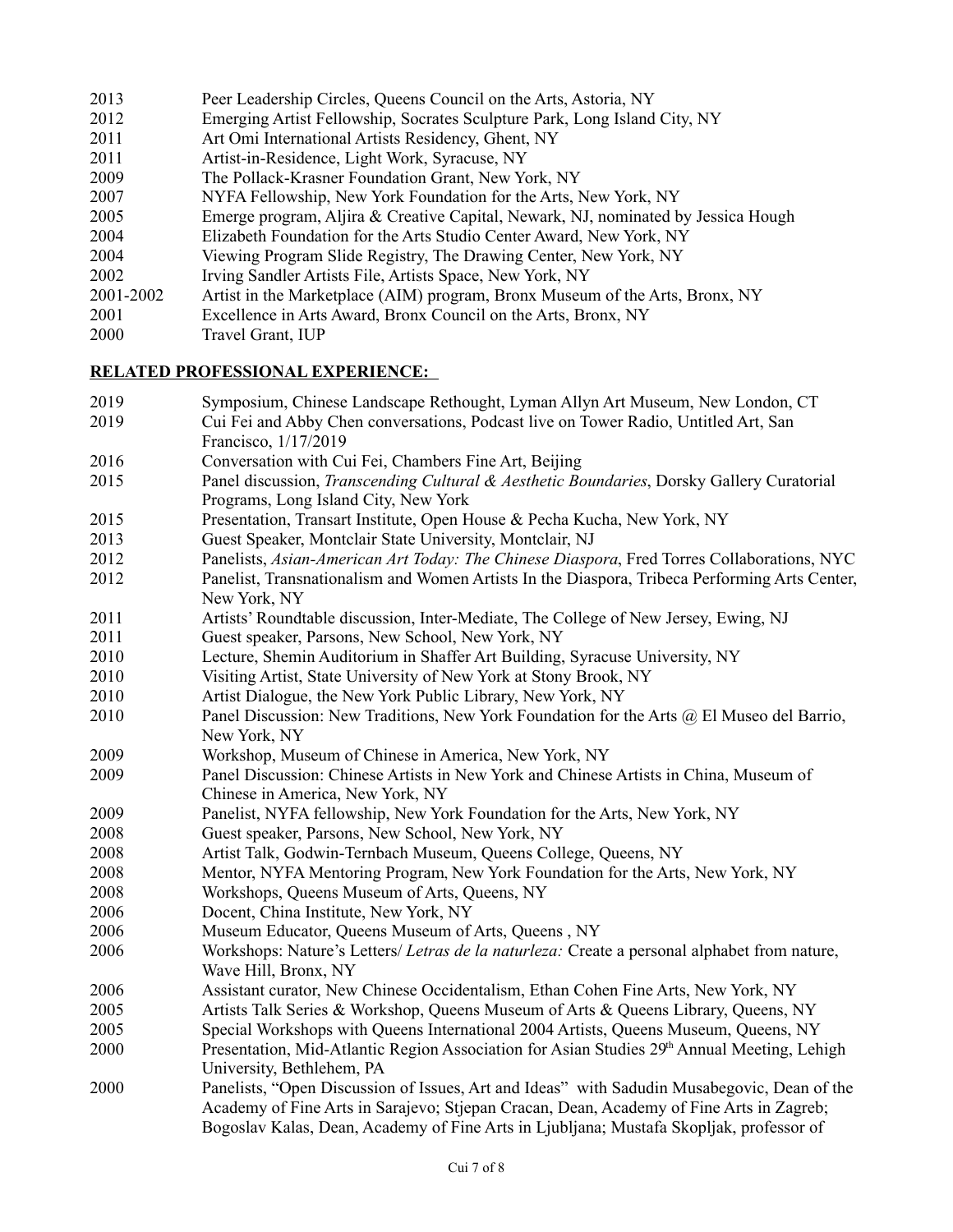2013 Peer Leadership Circles, Queens Council on the Arts, Astoria, NY
2012 Emerging Artist Fellowship, Socrates Sculpture Park, Long Island City, NY
2011 Art Omi International Artists Residency, Ghent, NY
2011 Artist-in-Residence, Light Work, Syracuse, NY
2009 The Pollack-Krasner Foundation Grant, New York, NY
2007 NYFA Fellowship, New York Foundation for the Arts, New York, NY
2005 Emerge program, Aljira & Creative Capital, Newark, NJ, nominated by Jessica Hough
2004 Elizabeth Foundation for the Arts Studio Center Award, New York, NY
2004 Viewing Program Slide Registry, The Drawing Center, New York, NY
2002 Irving Sandler Artists File, Artists Space, New York, NY
2001-2002 Artist in the Marketplace (AIM) program, Bronx Museum of the Arts, Bronx, NY
2001 Excellence in Arts Award, Bronx Council on the Arts, Bronx, NY
2000 Travel Grant, IUP

## RELATED PROFESSIONAL EXPERIENCE:

2019 Symposium, Chinese Landscape Rethought, Lyman Allyn Art Museum, New London, CT
2019 Cui Fei and Abby Chen conversations, Podcast live on Tower Radio, Untitled Art, San Francisco, 1/17/2019
2016 Conversation with Cui Fei, Chambers Fine Art, Beijing
2015 Panel discussion, *Transcending Cultural & Aesthetic Boundaries*, Dorsky Gallery Curatorial Programs, Long Island City, New York
2015 Presentation, Transart Institute, Open House & Pecha Kucha, New York, NY
2013 Guest Speaker, Montclair State University, Montclair, NJ
2012 Panelists, *Asian-American Art Today: The Chinese Diaspora*, Fred Torres Collaborations, NYC
2012 Panelist, Transnationalism and Women Artists In the Diaspora, Tribeca Performing Arts Center, New York, NY
2011 Artists' Roundtable discussion, Inter-Mediate, The College of New Jersey, Ewing, NJ
2011 Guest speaker, Parsons, New School, New York, NY
2010 Lecture, Shemin Auditorium in Shaffer Art Building, Syracuse University, NY
2010 Visiting Artist, State University of New York at Stony Brook, NY
2010 Artist Dialogue, the New York Public Library, New York, NY
2010 Panel Discussion: New Traditions, New York Foundation for the Arts @ El Museo del Barrio, New York, NY
2009 Workshop, Museum of Chinese in America, New York, NY
2009 Panel Discussion: Chinese Artists in New York and Chinese Artists in China, Museum of Chinese in America, New York, NY
2009 Panelist, NYFA fellowship, New York Foundation for the Arts, New York, NY
2008 Guest speaker, Parsons, New School, New York, NY
2008 Artist Talk, Godwin-Ternbach Museum, Queens College, Queens, NY
2008 Mentor, NYFA Mentoring Program, New York Foundation for the Arts, New York, NY
2008 Workshops, Queens Museum of Arts, Queens, NY
2006 Docent, China Institute, New York, NY
2006 Museum Educator, Queens Museum of Arts, Queens , NY
2006 Workshops: Nature's Letters/ *Letras de la naturleza:* Create a personal alphabet from nature, Wave Hill, Bronx, NY
2006 Assistant curator, New Chinese Occidentalism, Ethan Cohen Fine Arts, New York, NY
2005 Artists Talk Series & Workshop, Queens Museum of Arts & Queens Library, Queens, NY
2005 Special Workshops with Queens International 2004 Artists, Queens Museum, Queens, NY
2000 Presentation, Mid-Atlantic Region Association for Asian Studies 29th Annual Meeting, Lehigh University, Bethlehem, PA
2000 Panelists, "Open Discussion of Issues, Art and Ideas" with Sadudin Musabegovic, Dean of the Academy of Fine Arts in Sarajevo; Stjepan Cracan, Dean, Academy of Fine Arts in Zagreb; Bogoslav Kalas, Dean, Academy of Fine Arts in Ljubljana; Mustafa Skopljak, professor of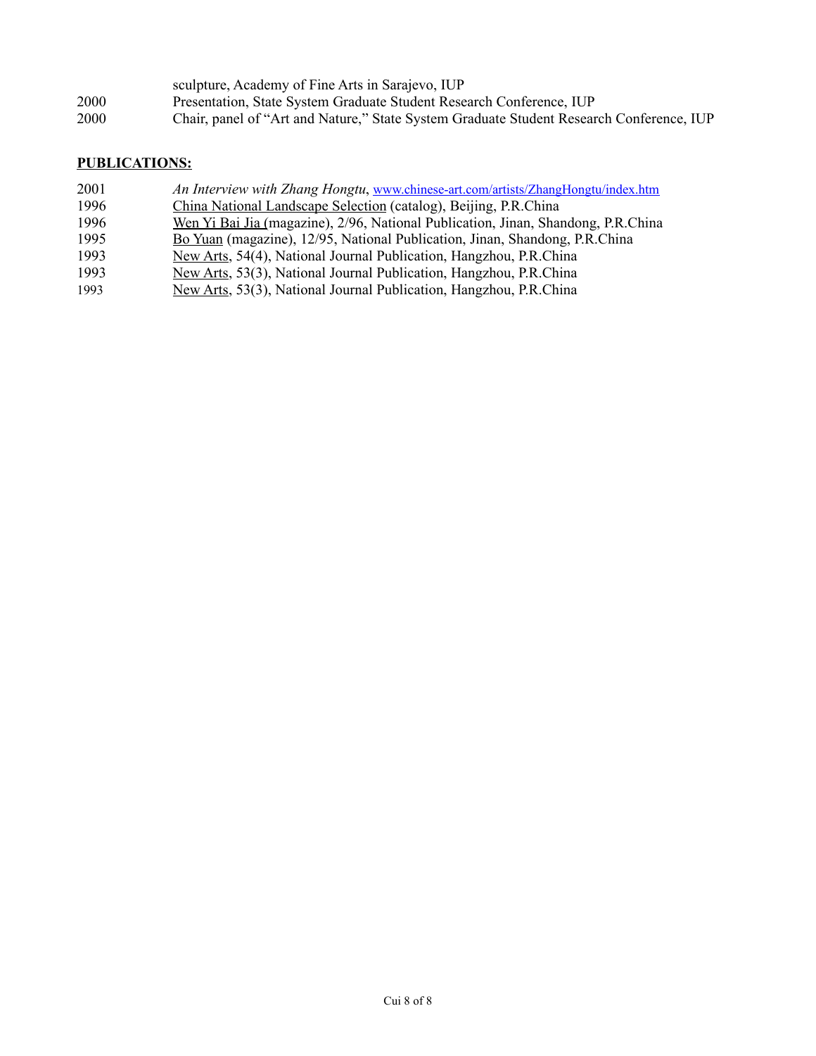sculpture, Academy of Fine Arts in Sarajevo, IUP

2000 Presentation, State System Graduate Student Research Conference, IUP

2000 Chair, panel of "Art and Nature," State System Graduate Student Research Conference, IUP

**PUBLICATIONS:**

2001 *An Interview with Zhang Hongtu*, www.chinese-art.com/artists/ZhangHongtu/index.htm

1996 China National Landscape Selection (catalog), Beijing, P.R.China

1996 Wen Yi Bai Jia (magazine), 2/96, National Publication, Jinan, Shandong, P.R.China

1995 Bo Yuan (magazine), 12/95, National Publication, Jinan, Shandong, P.R.China

1993 New Arts, 54(4), National Journal Publication, Hangzhou, P.R.China

1993 New Arts, 53(3), National Journal Publication, Hangzhou, P.R.China

1993 New Arts, 53(3), National Journal Publication, Hangzhou, P.R.China